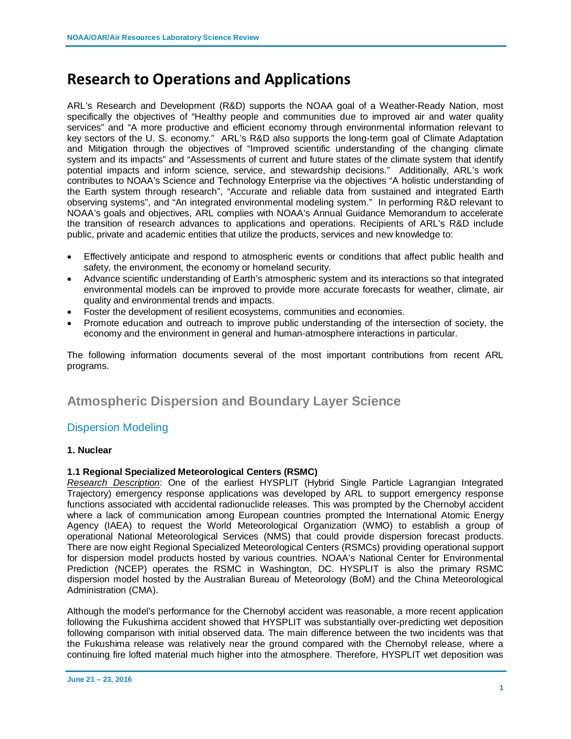# Research to Operations and Applications

ARL's Research and Development (R&D) supports the NOAA goal of a Weather-Ready Nation, most specifically the objectives of "Healthy people and communities due to improved air and water quality services" and "A more productive and efficient economy through environmental information relevant to key sectors of the U. S. economy." ARL's R&D also supports the long-term goal of Climate Adaptation and Mitigation through the objectives of "Improved scientific understanding of the changing climate system and its impacts" and "Assessments of current and future states of the climate system that identify potential impacts and inform science, service, and stewardship decisions." Additionally, ARL's work contributes to NOAA's Science and Technology Enterprise via the objectives "A holistic understanding of the Earth system through research", "Accurate and reliable data from sustained and integrated Earth observing systems", and "An integrated environmental modeling system." In performing R&D relevant to NOAA's goals and objectives, ARL complies with NOAA's Annual Guidance Memorandum to accelerate the transition of research advances to applications and operations. Recipients of ARL's R&D include public, private and academic entities that utilize the products, services and new knowledge to:

- Effectively anticipate and respond to atmospheric events or conditions that affect public health and safety, the environment, the economy or homeland security.
- Advance scientific understanding of Earth's atmospheric system and its interactions so that integrated environmental models can be improved to provide more accurate forecasts for weather, climate, air quality and environmental trends and impacts.
- Foster the development of resilient ecosystems, communities and economies.
- Promote education and outreach to improve public understanding of the intersection of society, the economy and the environment in general and human-atmosphere interactions in particular.

The following information documents several of the most important contributions from recent ARL programs.

## Atmospheric Dispersion and Boundary Layer Science

### Dispersion Modeling

#### 1. Nuclear

#### 1.1 Regional Specialized Meteorological Centers (RSMC)

*Research Description*: One of the earliest HYSPLIT (Hybrid Single Particle Lagrangian Integrated Trajectory) emergency response applications was developed by ARL to support emergency response functions associated with accidental radionuclide releases. This was prompted by the Chernobyl accident where a lack of communication among European countries prompted the International Atomic Energy Agency (IAEA) to request the World Meteorological Organization (WMO) to establish a group of operational National Meteorological Services (NMS) that could provide dispersion forecast products. There are now eight Regional Specialized Meteorological Centers (RSMCs) providing operational support for dispersion model products hosted by various countries. NOAA's National Center for Environmental Prediction (NCEP) operates the RSMC in Washington, DC. HYSPLIT is also the primary RSMC dispersion model hosted by the Australian Bureau of Meteorology (BoM) and the China Meteorological Administration (CMA).

Although the model's performance for the Chernobyl accident was reasonable, a more recent application following the Fukushima accident showed that HYSPLIT was substantially over-predicting wet deposition following comparison with initial observed data. The main difference between the two incidents was that the Fukushima release was relatively near the ground compared with the Chernobyl release, where a continuing fire lofted material much higher into the atmosphere. Therefore, HYSPLIT wet deposition was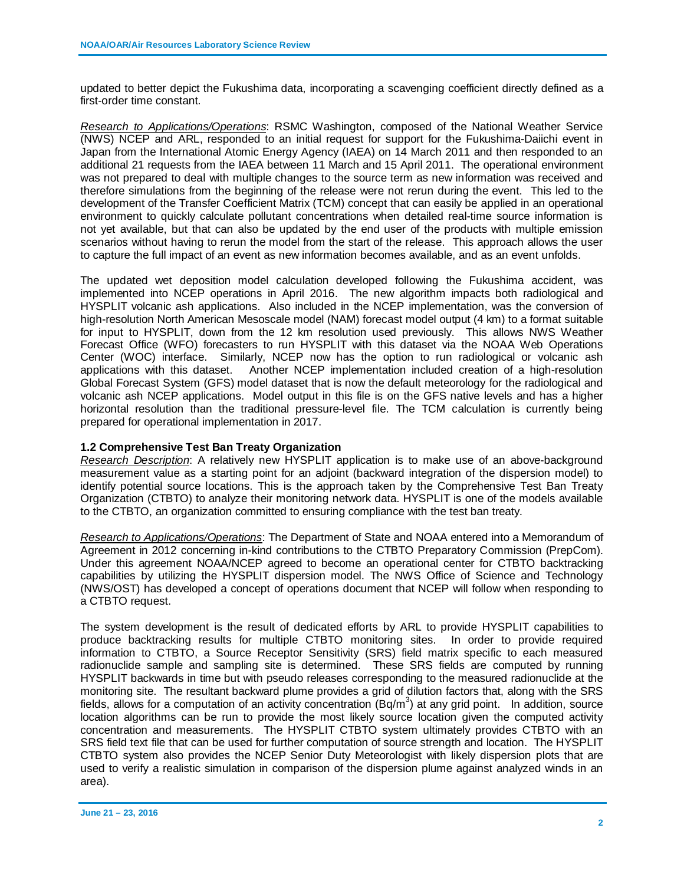updated to better depict the Fukushima data, incorporating a scavenging coefficient directly defined as a first-order time constant.

*Research to Applications/Operations*: RSMC Washington, composed of the National Weather Service (NWS) NCEP and ARL, responded to an initial request for support for the Fukushima-Daiichi event in Japan from the International Atomic Energy Agency (IAEA) on 14 March 2011 and then responded to an additional 21 requests from the IAEA between 11 March and 15 April 2011. The operational environment was not prepared to deal with multiple changes to the source term as new information was received and therefore simulations from the beginning of the release were not rerun during the event. This led to the development of the Transfer Coefficient Matrix (TCM) concept that can easily be applied in an operational environment to quickly calculate pollutant concentrations when detailed real-time source information is not yet available, but that can also be updated by the end user of the products with multiple emission scenarios without having to rerun the model from the start of the release. This approach allows the user to capture the full impact of an event as new information becomes available, and as an event unfolds.

The updated wet deposition model calculation developed following the Fukushima accident, was implemented into NCEP operations in April 2016. The new algorithm impacts both radiological and HYSPLIT volcanic ash applications. Also included in the NCEP implementation, was the conversion of high-resolution North American Mesoscale model (NAM) forecast model output (4 km) to a format suitable for input to HYSPLIT, down from the 12 km resolution used previously. This allows NWS Weather Forecast Office (WFO) forecasters to run HYSPLIT with this dataset via the NOAA Web Operations Center (WOC) interface. Similarly, NCEP now has the option to run radiological or volcanic ash applications with this dataset. Another NCEP implementation included creation of a high-resolution Global Forecast System (GFS) model dataset that is now the default meteorology for the radiological and volcanic ash NCEP applications. Model output in this file is on the GFS native levels and has a higher horizontal resolution than the traditional pressure-level file. The TCM calculation is currently being prepared for operational implementation in 2017.

### 1.2 Comprehensive Test Ban Treaty Organization

*Research Description*: A relatively new HYSPLIT application is to make use of an above-background measurement value as a starting point for an adjoint (backward integration of the dispersion model) to identify potential source locations. This is the approach taken by the Comprehensive Test Ban Treaty Organization (CTBTO) to analyze their monitoring network data. HYSPLIT is one of the models available to the CTBTO, an organization committed to ensuring compliance with the test ban treaty.

*Research to Applications/Operations*: The Department of State and NOAA entered into a Memorandum of Agreement in 2012 concerning in-kind contributions to the CTBTO Preparatory Commission (PrepCom). Under this agreement NOAA/NCEP agreed to become an operational center for CTBTO backtracking capabilities by utilizing the HYSPLIT dispersion model. The NWS Office of Science and Technology (NWS/OST) has developed a concept of operations document that NCEP will follow when responding to a CTBTO request.

The system development is the result of dedicated efforts by ARL to provide HYSPLIT capabilities to produce backtracking results for multiple CTBTO monitoring sites. In order to provide required information to CTBTO, a Source Receptor Sensitivity (SRS) field matrix specific to each measured radionuclide sample and sampling site is determined. These SRS fields are computed by running HYSPLIT backwards in time but with pseudo releases corresponding to the measured radionuclide at the monitoring site. The resultant backward plume provides a grid of dilution factors that, along with the SRS fields, allows for a computation of an activity concentration ($Bq/m^3$) at any grid point. In addition, source location algorithms can be run to provide the most likely source location given the computed activity concentration and measurements. The HYSPLIT CTBTO system ultimately provides CTBTO with an SRS field text file that can be used for further computation of source strength and location. The HYSPLIT CTBTO system also provides the NCEP Senior Duty Meteorologist with likely dispersion plots that are used to verify a realistic simulation in comparison of the dispersion plume against analyzed winds in an area).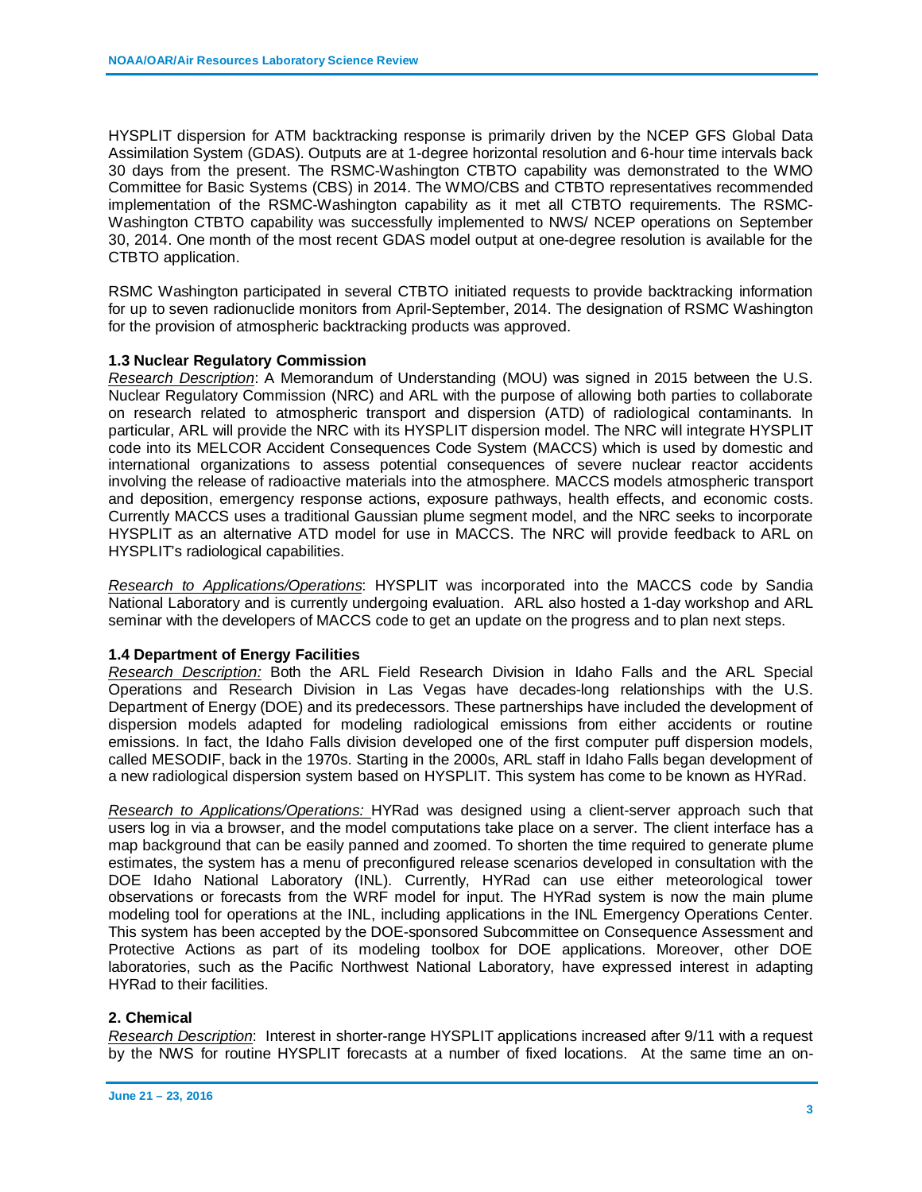HYSPLIT dispersion for ATM backtracking response is primarily driven by the NCEP GFS Global Data Assimilation System (GDAS). Outputs are at 1-degree horizontal resolution and 6-hour time intervals back 30 days from the present. The RSMC-Washington CTBTO capability was demonstrated to the WMO Committee for Basic Systems (CBS) in 2014. The WMO/CBS and CTBTO representatives recommended implementation of the RSMC-Washington capability as it met all CTBTO requirements. The RSMC-Washington CTBTO capability was successfully implemented to NWS/ NCEP operations on September 30, 2014. One month of the most recent GDAS model output at one-degree resolution is available for the CTBTO application.

RSMC Washington participated in several CTBTO initiated requests to provide backtracking information for up to seven radionuclide monitors from April-September, 2014. The designation of RSMC Washington for the provision of atmospheric backtracking products was approved.

### 1.3 Nuclear Regulatory Commission

_Research Description_: A Memorandum of Understanding (MOU) was signed in 2015 between the U.S. Nuclear Regulatory Commission (NRC) and ARL with the purpose of allowing both parties to collaborate on research related to atmospheric transport and dispersion (ATD) of radiological contaminants. In particular, ARL will provide the NRC with its HYSPLIT dispersion model. The NRC will integrate HYSPLIT code into its MELCOR Accident Consequences Code System (MACCS) which is used by domestic and international organizations to assess potential consequences of severe nuclear reactor accidents involving the release of radioactive materials into the atmosphere. MACCS models atmospheric transport and deposition, emergency response actions, exposure pathways, health effects, and economic costs. Currently MACCS uses a traditional Gaussian plume segment model, and the NRC seeks to incorporate HYSPLIT as an alternative ATD model for use in MACCS. The NRC will provide feedback to ARL on HYSPLIT's radiological capabilities.

_Research to Applications/Operations_: HYSPLIT was incorporated into the MACCS code by Sandia National Laboratory and is currently undergoing evaluation. ARL also hosted a 1-day workshop and ARL seminar with the developers of MACCS code to get an update on the progress and to plan next steps.

### 1.4 Department of Energy Facilities

_Research Description:_ Both the ARL Field Research Division in Idaho Falls and the ARL Special Operations and Research Division in Las Vegas have decades-long relationships with the U.S. Department of Energy (DOE) and its predecessors. These partnerships have included the development of dispersion models adapted for modeling radiological emissions from either accidents or routine emissions. In fact, the Idaho Falls division developed one of the first computer puff dispersion models, called MESODIF, back in the 1970s. Starting in the 2000s, ARL staff in Idaho Falls began development of a new radiological dispersion system based on HYSPLIT. This system has come to be known as HYRad.

_Research to Applications/Operations:_ HYRad was designed using a client-server approach such that users log in via a browser, and the model computations take place on a server. The client interface has a map background that can be easily panned and zoomed. To shorten the time required to generate plume estimates, the system has a menu of preconfigured release scenarios developed in consultation with the DOE Idaho National Laboratory (INL). Currently, HYRad can use either meteorological tower observations or forecasts from the WRF model for input. The HYRad system is now the main plume modeling tool for operations at the INL, including applications in the INL Emergency Operations Center. This system has been accepted by the DOE-sponsored Subcommittee on Consequence Assessment and Protective Actions as part of its modeling toolbox for DOE applications. Moreover, other DOE laboratories, such as the Pacific Northwest National Laboratory, have expressed interest in adapting HYRad to their facilities.

## 2. Chemical

_Research Description_: Interest in shorter-range HYSPLIT applications increased after 9/11 with a request by the NWS for routine HYSPLIT forecasts at a number of fixed locations. At the same time an on-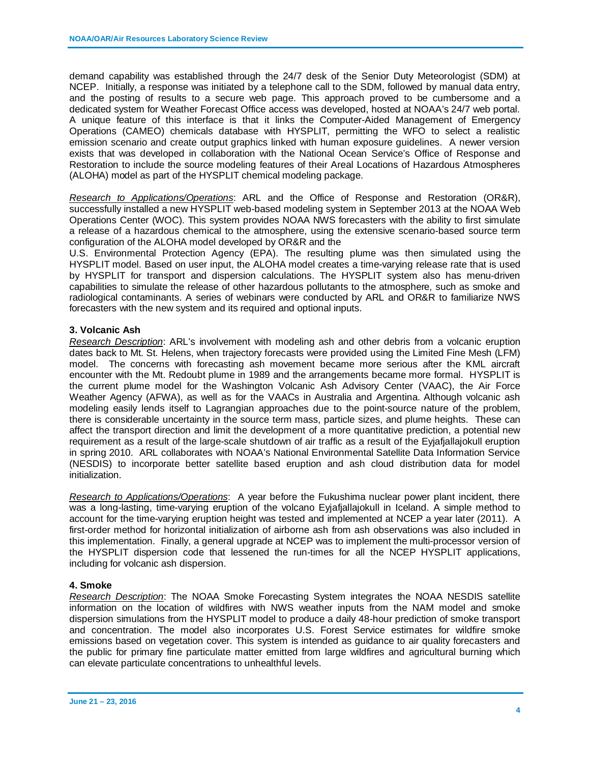demand capability was established through the 24/7 desk of the Senior Duty Meteorologist (SDM) at NCEP. Initially, a response was initiated by a telephone call to the SDM, followed by manual data entry, and the posting of results to a secure web page. This approach proved to be cumbersome and a dedicated system for Weather Forecast Office access was developed, hosted at NOAA's 24/7 web portal. A unique feature of this interface is that it links the Computer-Aided Management of Emergency Operations (CAMEO) chemicals database with HYSPLIT, permitting the WFO to select a realistic emission scenario and create output graphics linked with human exposure guidelines. A newer version exists that was developed in collaboration with the National Ocean Service's Office of Response and Restoration to include the source modeling features of their Areal Locations of Hazardous Atmospheres (ALOHA) model as part of the HYSPLIT chemical modeling package.

_Research to Applications/Operations_: ARL and the Office of Response and Restoration (OR&R), successfully installed a new HYSPLIT web-based modeling system in September 2013 at the NOAA Web Operations Center (WOC). This system provides NOAA NWS forecasters with the ability to first simulate a release of a hazardous chemical to the atmosphere, using the extensive scenario-based source term configuration of the ALOHA model developed by OR&R and the U.S. Environmental Protection Agency (EPA). The resulting plume was then simulated using the HYSPLIT model. Based on user input, the ALOHA model creates a time-varying release rate that is used by HYSPLIT for transport and dispersion calculations. The HYSPLIT system also has menu-driven capabilities to simulate the release of other hazardous pollutants to the atmosphere, such as smoke and radiological contaminants. A series of webinars were conducted by ARL and OR&R to familiarize NWS forecasters with the new system and its required and optional inputs.

**3. Volcanic Ash**

_Research Description_: ARL's involvement with modeling ash and other debris from a volcanic eruption dates back to Mt. St. Helens, when trajectory forecasts were provided using the Limited Fine Mesh (LFM) model. The concerns with forecasting ash movement became more serious after the KML aircraft encounter with the Mt. Redoubt plume in 1989 and the arrangements became more formal. HYSPLIT is the current plume model for the Washington Volcanic Ash Advisory Center (VAAC), the Air Force Weather Agency (AFWA), as well as for the VAACs in Australia and Argentina. Although volcanic ash modeling easily lends itself to Lagrangian approaches due to the point-source nature of the problem, there is considerable uncertainty in the source term mass, particle sizes, and plume heights. These can affect the transport direction and limit the development of a more quantitative prediction, a potential new requirement as a result of the large-scale shutdown of air traffic as a result of the Eyjafjallajokull eruption in spring 2010. ARL collaborates with NOAA's National Environmental Satellite Data Information Service (NESDIS) to incorporate better satellite based eruption and ash cloud distribution data for model initialization.

_Research to Applications/Operations_: A year before the Fukushima nuclear power plant incident, there was a long-lasting, time-varying eruption of the volcano Eyjafjallajokull in Iceland. A simple method to account for the time-varying eruption height was tested and implemented at NCEP a year later (2011). A first-order method for horizontal initialization of airborne ash from ash observations was also included in this implementation. Finally, a general upgrade at NCEP was to implement the multi-processor version of the HYSPLIT dispersion code that lessened the run-times for all the NCEP HYSPLIT applications, including for volcanic ash dispersion.

**4. Smoke**

_Research Description_: The NOAA Smoke Forecasting System integrates the NOAA NESDIS satellite information on the location of wildfires with NWS weather inputs from the NAM model and smoke dispersion simulations from the HYSPLIT model to produce a daily 48-hour prediction of smoke transport and concentration. The model also incorporates U.S. Forest Service estimates for wildfire smoke emissions based on vegetation cover. This system is intended as guidance to air quality forecasters and the public for primary fine particulate matter emitted from large wildfires and agricultural burning which can elevate particulate concentrations to unhealthful levels.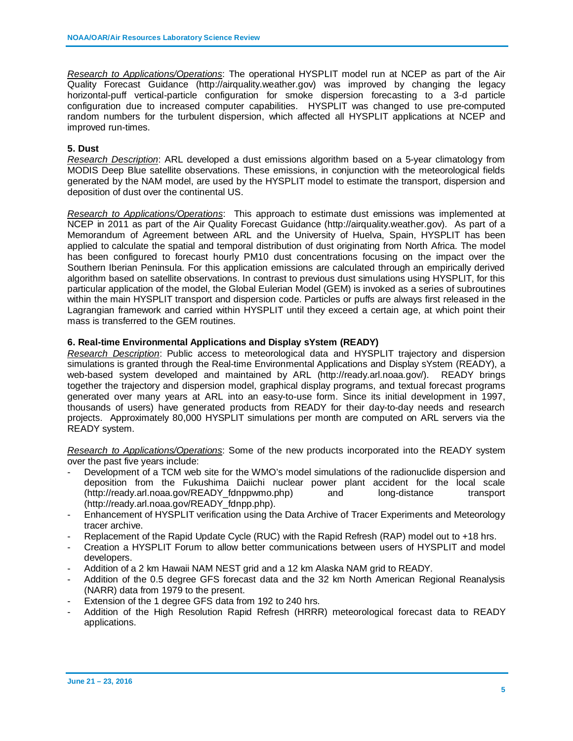*Research to Applications/Operations*: The operational HYSPLIT model run at NCEP as part of the Air Quality Forecast Guidance (http://airquality.weather.gov) was improved by changing the legacy horizontal-puff vertical-particle configuration for smoke dispersion forecasting to a 3-d particle configuration due to increased computer capabilities. HYSPLIT was changed to use pre-computed random numbers for the turbulent dispersion, which affected all HYSPLIT applications at NCEP and improved run-times.

**5. Dust**

*Research Description*: ARL developed a dust emissions algorithm based on a 5-year climatology from MODIS Deep Blue satellite observations. These emissions, in conjunction with the meteorological fields generated by the NAM model, are used by the HYSPLIT model to estimate the transport, dispersion and deposition of dust over the continental US.

*Research to Applications/Operations*: This approach to estimate dust emissions was implemented at NCEP in 2011 as part of the Air Quality Forecast Guidance (http://airquality.weather.gov). As part of a Memorandum of Agreement between ARL and the University of Huelva, Spain, HYSPLIT has been applied to calculate the spatial and temporal distribution of dust originating from North Africa. The model has been configured to forecast hourly PM10 dust concentrations focusing on the impact over the Southern Iberian Peninsula. For this application emissions are calculated through an empirically derived algorithm based on satellite observations. In contrast to previous dust simulations using HYSPLIT, for this particular application of the model, the Global Eulerian Model (GEM) is invoked as a series of subroutines within the main HYSPLIT transport and dispersion code. Particles or puffs are always first released in the Lagrangian framework and carried within HYSPLIT until they exceed a certain age, at which point their mass is transferred to the GEM routines.

**6. Real-time Environmental Applications and Display sYstem (READY)**

*Research Description*: Public access to meteorological data and HYSPLIT trajectory and dispersion simulations is granted through the Real-time Environmental Applications and Display sYstem (READY), a web-based system developed and maintained by ARL (http://ready.arl.noaa.gov/). READY brings together the trajectory and dispersion model, graphical display programs, and textual forecast programs generated over many years at ARL into an easy-to-use form. Since its initial development in 1997, thousands of users) have generated products from READY for their day-to-day needs and research projects. Approximately 80,000 HYSPLIT simulations per month are computed on ARL servers via the READY system.

*Research to Applications/Operations*: Some of the new products incorporated into the READY system over the past five years include:

- Development of a TCM web site for the WMO's model simulations of the radionuclide dispersion and deposition from the Fukushima Daiichi nuclear power plant accident for the local scale (http://ready.arl.noaa.gov/READY_fdnppwmo.php) and long-distance transport (http://ready.arl.noaa.gov/READY_fdnpp.php).
- Enhancement of HYSPLIT verification using the Data Archive of Tracer Experiments and Meteorology tracer archive.
- Replacement of the Rapid Update Cycle (RUC) with the Rapid Refresh (RAP) model out to +18 hrs.
- Creation a HYSPLIT Forum to allow better communications between users of HYSPLIT and model developers.
- Addition of a 2 km Hawaii NAM NEST grid and a 12 km Alaska NAM grid to READY.
- Addition of the 0.5 degree GFS forecast data and the 32 km North American Regional Reanalysis (NARR) data from 1979 to the present.
- Extension of the 1 degree GFS data from 192 to 240 hrs.
- Addition of the High Resolution Rapid Refresh (HRRR) meteorological forecast data to READY applications.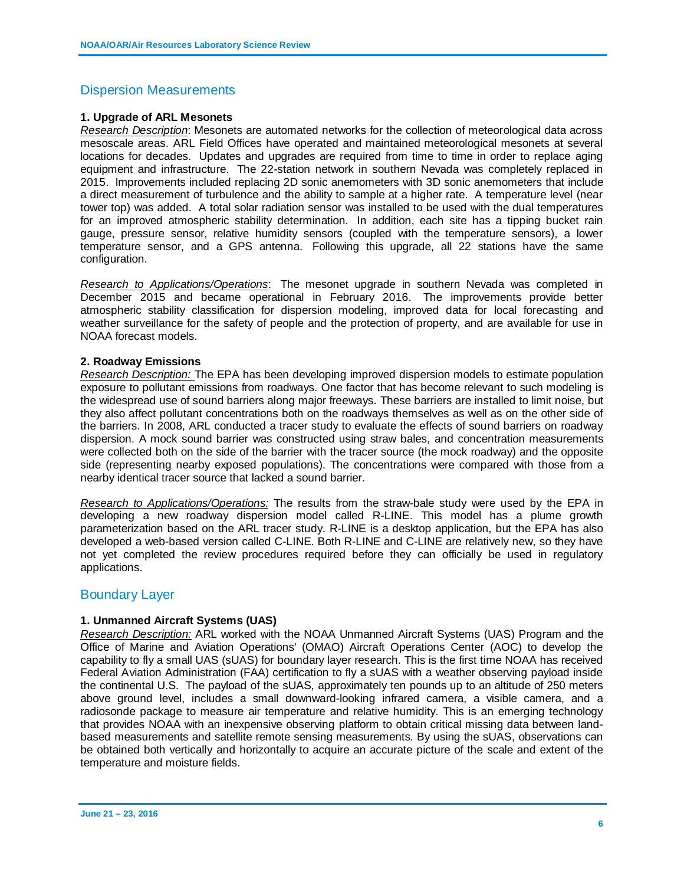## Dispersion Measurements

**1. Upgrade of ARL Mesonets**

*Research Description*: Mesonets are automated networks for the collection of meteorological data across mesoscale areas. ARL Field Offices have operated and maintained meteorological mesonets at several locations for decades. Updates and upgrades are required from time to time in order to replace aging equipment and infrastructure. The 22-station network in southern Nevada was completely replaced in 2015. Improvements included replacing 2D sonic anemometers with 3D sonic anemometers that include a direct measurement of turbulence and the ability to sample at a higher rate. A temperature level (near tower top) was added. A total solar radiation sensor was installed to be used with the dual temperatures for an improved atmospheric stability determination. In addition, each site has a tipping bucket rain gauge, pressure sensor, relative humidity sensors (coupled with the temperature sensors), a lower temperature sensor, and a GPS antenna. Following this upgrade, all 22 stations have the same configuration.

*Research to Applications/Operations*: The mesonet upgrade in southern Nevada was completed in December 2015 and became operational in February 2016. The improvements provide better atmospheric stability classification for dispersion modeling, improved data for local forecasting and weather surveillance for the safety of people and the protection of property, and are available for use in NOAA forecast models.

**2. Roadway Emissions**

*Research Description:* The EPA has been developing improved dispersion models to estimate population exposure to pollutant emissions from roadways. One factor that has become relevant to such modeling is the widespread use of sound barriers along major freeways. These barriers are installed to limit noise, but they also affect pollutant concentrations both on the roadways themselves as well as on the other side of the barriers. In 2008, ARL conducted a tracer study to evaluate the effects of sound barriers on roadway dispersion. A mock sound barrier was constructed using straw bales, and concentration measurements were collected both on the side of the barrier with the tracer source (the mock roadway) and the opposite side (representing nearby exposed populations). The concentrations were compared with those from a nearby identical tracer source that lacked a sound barrier.

*Research to Applications/Operations:* The results from the straw-bale study were used by the EPA in developing a new roadway dispersion model called R-LINE. This model has a plume growth parameterization based on the ARL tracer study. R-LINE is a desktop application, but the EPA has also developed a web-based version called C-LINE. Both R-LINE and C-LINE are relatively new, so they have not yet completed the review procedures required before they can officially be used in regulatory applications.

## Boundary Layer

**1. Unmanned Aircraft Systems (UAS)**

*Research Description:* ARL worked with the NOAA Unmanned Aircraft Systems (UAS) Program and the Office of Marine and Aviation Operations' (OMAO) Aircraft Operations Center (AOC) to develop the capability to fly a small UAS (sUAS) for boundary layer research. This is the first time NOAA has received Federal Aviation Administration (FAA) certification to fly a sUAS with a weather observing payload inside the continental U.S. The payload of the sUAS, approximately ten pounds up to an altitude of 250 meters above ground level, includes a small downward-looking infrared camera, a visible camera, and a radiosonde package to measure air temperature and relative humidity. This is an emerging technology that provides NOAA with an inexpensive observing platform to obtain critical missing data between land-based measurements and satellite remote sensing measurements. By using the sUAS, observations can be obtained both vertically and horizontally to acquire an accurate picture of the scale and extent of the temperature and moisture fields.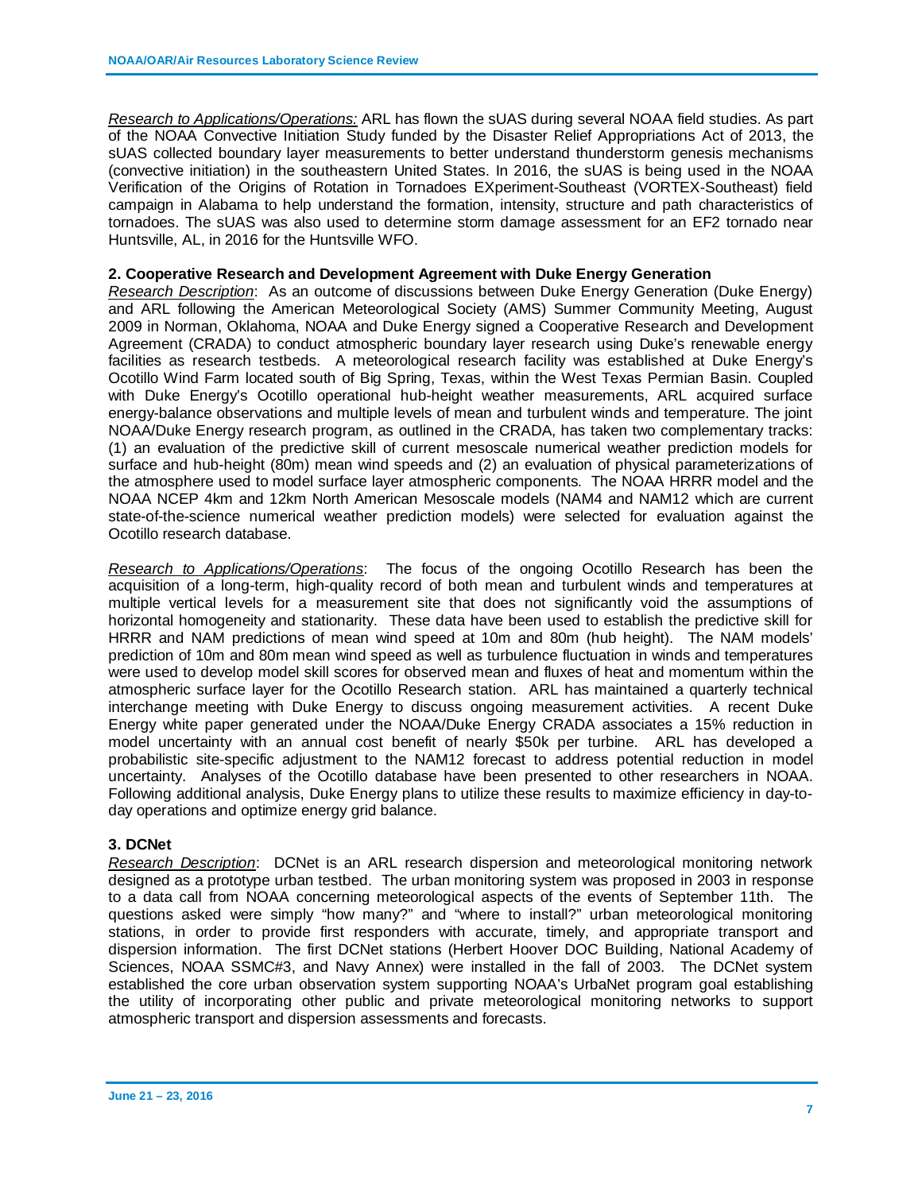*Research to Applications/Operations:* ARL has flown the sUAS during several NOAA field studies. As part of the NOAA Convective Initiation Study funded by the Disaster Relief Appropriations Act of 2013, the sUAS collected boundary layer measurements to better understand thunderstorm genesis mechanisms (convective initiation) in the southeastern United States. In 2016, the sUAS is being used in the NOAA Verification of the Origins of Rotation in Tornadoes EXperiment-Southeast (VORTEX-Southeast) field campaign in Alabama to help understand the formation, intensity, structure and path characteristics of tornadoes. The sUAS was also used to determine storm damage assessment for an EF2 tornado near Huntsville, AL, in 2016 for the Huntsville WFO.

**2. Cooperative Research and Development Agreement with Duke Energy Generation**

*Research Description*: As an outcome of discussions between Duke Energy Generation (Duke Energy) and ARL following the American Meteorological Society (AMS) Summer Community Meeting, August 2009 in Norman, Oklahoma, NOAA and Duke Energy signed a Cooperative Research and Development Agreement (CRADA) to conduct atmospheric boundary layer research using Duke's renewable energy facilities as research testbeds. A meteorological research facility was established at Duke Energy's Ocotillo Wind Farm located south of Big Spring, Texas, within the West Texas Permian Basin. Coupled with Duke Energy's Ocotillo operational hub-height weather measurements, ARL acquired surface energy-balance observations and multiple levels of mean and turbulent winds and temperature. The joint NOAA/Duke Energy research program, as outlined in the CRADA, has taken two complementary tracks: (1) an evaluation of the predictive skill of current mesoscale numerical weather prediction models for surface and hub-height (80m) mean wind speeds and (2) an evaluation of physical parameterizations of the atmosphere used to model surface layer atmospheric components. The NOAA HRRR model and the NOAA NCEP 4km and 12km North American Mesoscale models (NAM4 and NAM12 which are current state-of-the-science numerical weather prediction models) were selected for evaluation against the Ocotillo research database.

*Research to Applications/Operations*: The focus of the ongoing Ocotillo Research has been the acquisition of a long-term, high-quality record of both mean and turbulent winds and temperatures at multiple vertical levels for a measurement site that does not significantly void the assumptions of horizontal homogeneity and stationarity. These data have been used to establish the predictive skill for HRRR and NAM predictions of mean wind speed at 10m and 80m (hub height). The NAM models' prediction of 10m and 80m mean wind speed as well as turbulence fluctuation in winds and temperatures were used to develop model skill scores for observed mean and fluxes of heat and momentum within the atmospheric surface layer for the Ocotillo Research station. ARL has maintained a quarterly technical interchange meeting with Duke Energy to discuss ongoing measurement activities. A recent Duke Energy white paper generated under the NOAA/Duke Energy CRADA associates a 15% reduction in model uncertainty with an annual cost benefit of nearly $50k per turbine. ARL has developed a probabilistic site-specific adjustment to the NAM12 forecast to address potential reduction in model uncertainty. Analyses of the Ocotillo database have been presented to other researchers in NOAA. Following additional analysis, Duke Energy plans to utilize these results to maximize efficiency in day-to-day operations and optimize energy grid balance.

**3. DCNet**

*Research Description*: DCNet is an ARL research dispersion and meteorological monitoring network designed as a prototype urban testbed. The urban monitoring system was proposed in 2003 in response to a data call from NOAA concerning meteorological aspects of the events of September 11th. The questions asked were simply "how many?" and "where to install?" urban meteorological monitoring stations, in order to provide first responders with accurate, timely, and appropriate transport and dispersion information. The first DCNet stations (Herbert Hoover DOC Building, National Academy of Sciences, NOAA SSMC#3, and Navy Annex) were installed in the fall of 2003. The DCNet system established the core urban observation system supporting NOAA's UrbaNet program goal establishing the utility of incorporating other public and private meteorological monitoring networks to support atmospheric transport and dispersion assessments and forecasts.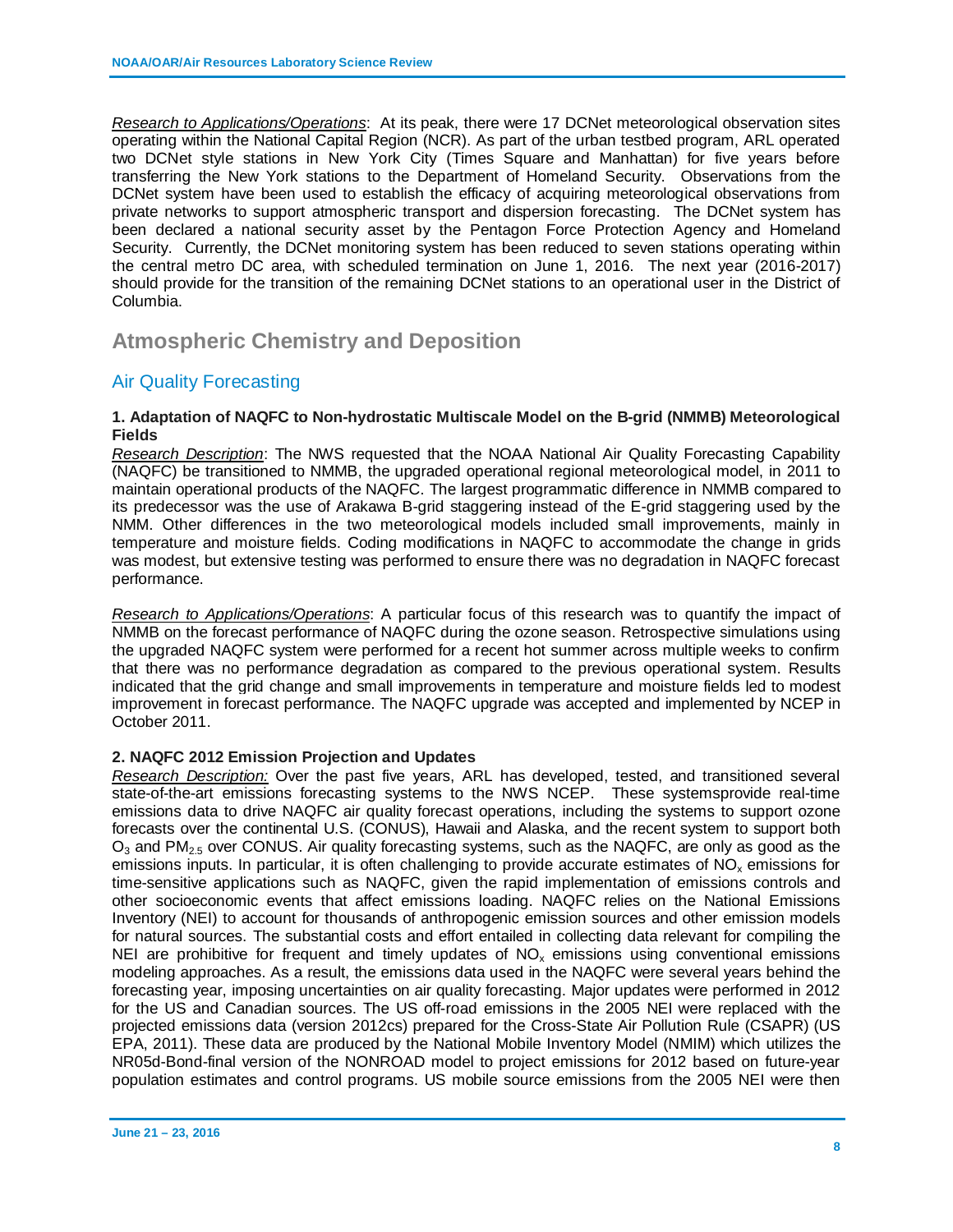*Research to Applications/Operations*: At its peak, there were 17 DCNet meteorological observation sites operating within the National Capital Region (NCR). As part of the urban testbed program, ARL operated two DCNet style stations in New York City (Times Square and Manhattan) for five years before transferring the New York stations to the Department of Homeland Security. Observations from the DCNet system have been used to establish the efficacy of acquiring meteorological observations from private networks to support atmospheric transport and dispersion forecasting. The DCNet system has been declared a national security asset by the Pentagon Force Protection Agency and Homeland Security. Currently, the DCNet monitoring system has been reduced to seven stations operating within the central metro DC area, with scheduled termination on June 1, 2016. The next year (2016-2017) should provide for the transition of the remaining DCNet stations to an operational user in the District of Columbia.

# Atmospheric Chemistry and Deposition

## Air Quality Forecasting

### 1. Adaptation of NAQFC to Non-hydrostatic Multiscale Model on the B-grid (NMMB) Meteorological Fields

*Research Description*: The NWS requested that the NOAA National Air Quality Forecasting Capability (NAQFC) be transitioned to NMMB, the upgraded operational regional meteorological model, in 2011 to maintain operational products of the NAQFC. The largest programmatic difference in NMMB compared to its predecessor was the use of Arakawa B-grid staggering instead of the E-grid staggering used by the NMM. Other differences in the two meteorological models included small improvements, mainly in temperature and moisture fields. Coding modifications in NAQFC to accommodate the change in grids was modest, but extensive testing was performed to ensure there was no degradation in NAQFC forecast performance.

*Research to Applications/Operations*: A particular focus of this research was to quantify the impact of NMMB on the forecast performance of NAQFC during the ozone season. Retrospective simulations using the upgraded NAQFC system were performed for a recent hot summer across multiple weeks to confirm that there was no performance degradation as compared to the previous operational system. Results indicated that the grid change and small improvements in temperature and moisture fields led to modest improvement in forecast performance. The NAQFC upgrade was accepted and implemented by NCEP in October 2011.

### 2. NAQFC 2012 Emission Projection and Updates

*Research Description:* Over the past five years, ARL has developed, tested, and transitioned several state-of-the-art emissions forecasting systems to the NWS NCEP. These systemsprovide real-time emissions data to drive NAQFC air quality forecast operations, including the systems to support ozone forecasts over the continental U.S. (CONUS), Hawaii and Alaska, and the recent system to support both $O_3$ and $PM_{2.5}$ over CONUS. Air quality forecasting systems, such as the NAQFC, are only as good as the emissions inputs. In particular, it is often challenging to provide accurate estimates of $NO_x$ emissions for time-sensitive applications such as NAQFC, given the rapid implementation of emissions controls and other socioeconomic events that affect emissions loading. NAQFC relies on the National Emissions Inventory (NEI) to account for thousands of anthropogenic emission sources and other emission models for natural sources. The substantial costs and effort entailed in collecting data relevant for compiling the NEI are prohibitive for frequent and timely updates of $NO_x$ emissions using conventional emissions modeling approaches. As a result, the emissions data used in the NAQFC were several years behind the forecasting year, imposing uncertainties on air quality forecasting. Major updates were performed in 2012 for the US and Canadian sources. The US off-road emissions in the 2005 NEI were replaced with the projected emissions data (version 2012cs) prepared for the Cross-State Air Pollution Rule (CSAPR) (US EPA, 2011). These data are produced by the National Mobile Inventory Model (NMIM) which utilizes the NR05d-Bond-final version of the NONROAD model to project emissions for 2012 based on future-year population estimates and control programs. US mobile source emissions from the 2005 NEI were then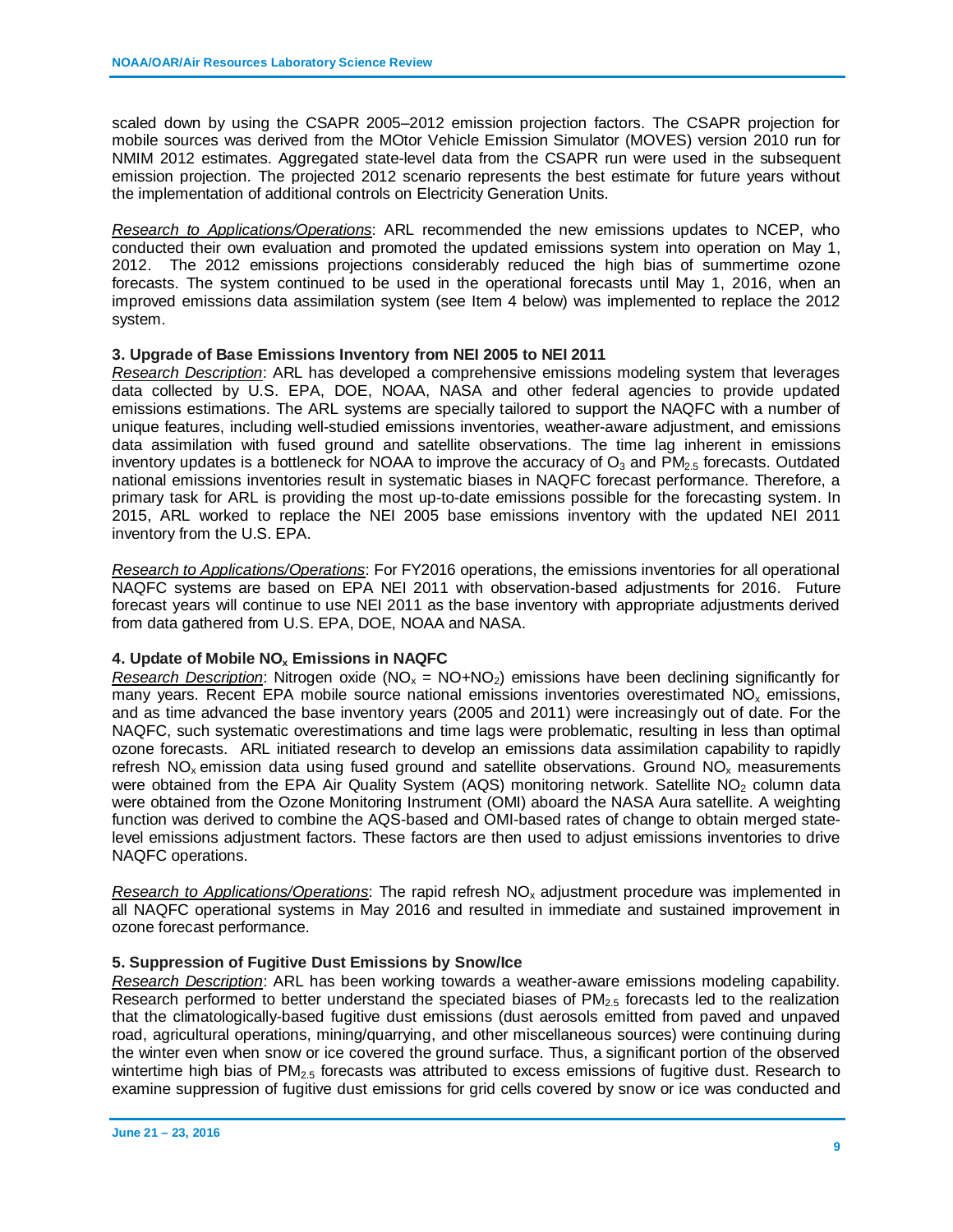scaled down by using the CSAPR 2005–2012 emission projection factors. The CSAPR projection for mobile sources was derived from the MOtor Vehicle Emission Simulator (MOVES) version 2010 run for NMIM 2012 estimates. Aggregated state-level data from the CSAPR run were used in the subsequent emission projection. The projected 2012 scenario represents the best estimate for future years without the implementation of additional controls on Electricity Generation Units.

_Research to Applications/Operations_: ARL recommended the new emissions updates to NCEP, who conducted their own evaluation and promoted the updated emissions system into operation on May 1, 2012. The 2012 emissions projections considerably reduced the high bias of summertime ozone forecasts. The system continued to be used in the operational forecasts until May 1, 2016, when an improved emissions data assimilation system (see Item 4 below) was implemented to replace the 2012 system.

**3. Upgrade of Base Emissions Inventory from NEI 2005 to NEI 2011**

_Research Description_: ARL has developed a comprehensive emissions modeling system that leverages data collected by U.S. EPA, DOE, NOAA, NASA and other federal agencies to provide updated emissions estimations. The ARL systems are specially tailored to support the NAQFC with a number of unique features, including well-studied emissions inventories, weather-aware adjustment, and emissions data assimilation with fused ground and satellite observations. The time lag inherent in emissions inventory updates is a bottleneck for NOAA to improve the accuracy of $O_3$ and $PM_{2.5}$ forecasts. Outdated national emissions inventories result in systematic biases in NAQFC forecast performance. Therefore, a primary task for ARL is providing the most up-to-date emissions possible for the forecasting system. In 2015, ARL worked to replace the NEI 2005 base emissions inventory with the updated NEI 2011 inventory from the U.S. EPA.

_Research to Applications/Operations_: For FY2016 operations, the emissions inventories for all operational NAQFC systems are based on EPA NEI 2011 with observation-based adjustments for 2016. Future forecast years will continue to use NEI 2011 as the base inventory with appropriate adjustments derived from data gathered from U.S. EPA, DOE, NOAA and NASA.

**4. Update of Mobile $NO_x$ Emissions in NAQFC**

_Research Description_: Nitrogen oxide ($NO_x = NO+NO_2$) emissions have been declining significantly for many years. Recent EPA mobile source national emissions inventories overestimated $NO_x$ emissions, and as time advanced the base inventory years (2005 and 2011) were increasingly out of date. For the NAQFC, such systematic overestimations and time lags were problematic, resulting in less than optimal ozone forecasts. ARL initiated research to develop an emissions data assimilation capability to rapidly refresh $NO_x$ emission data using fused ground and satellite observations. Ground $NO_x$ measurements were obtained from the EPA Air Quality System (AQS) monitoring network. Satellite $NO_2$ column data were obtained from the Ozone Monitoring Instrument (OMI) aboard the NASA Aura satellite. A weighting function was derived to combine the AQS-based and OMI-based rates of change to obtain merged state-level emissions adjustment factors. These factors are then used to adjust emissions inventories to drive NAQFC operations.

_Research to Applications/Operations_: The rapid refresh $NO_x$ adjustment procedure was implemented in all NAQFC operational systems in May 2016 and resulted in immediate and sustained improvement in ozone forecast performance.

**5. Suppression of Fugitive Dust Emissions by Snow/Ice**

_Research Description_: ARL has been working towards a weather-aware emissions modeling capability. Research performed to better understand the speciated biases of $PM_{2.5}$ forecasts led to the realization that the climatologically-based fugitive dust emissions (dust aerosols emitted from paved and unpaved road, agricultural operations, mining/quarrying, and other miscellaneous sources) were continuing during the winter even when snow or ice covered the ground surface. Thus, a significant portion of the observed wintertime high bias of $PM_{2.5}$ forecasts was attributed to excess emissions of fugitive dust. Research to examine suppression of fugitive dust emissions for grid cells covered by snow or ice was conducted and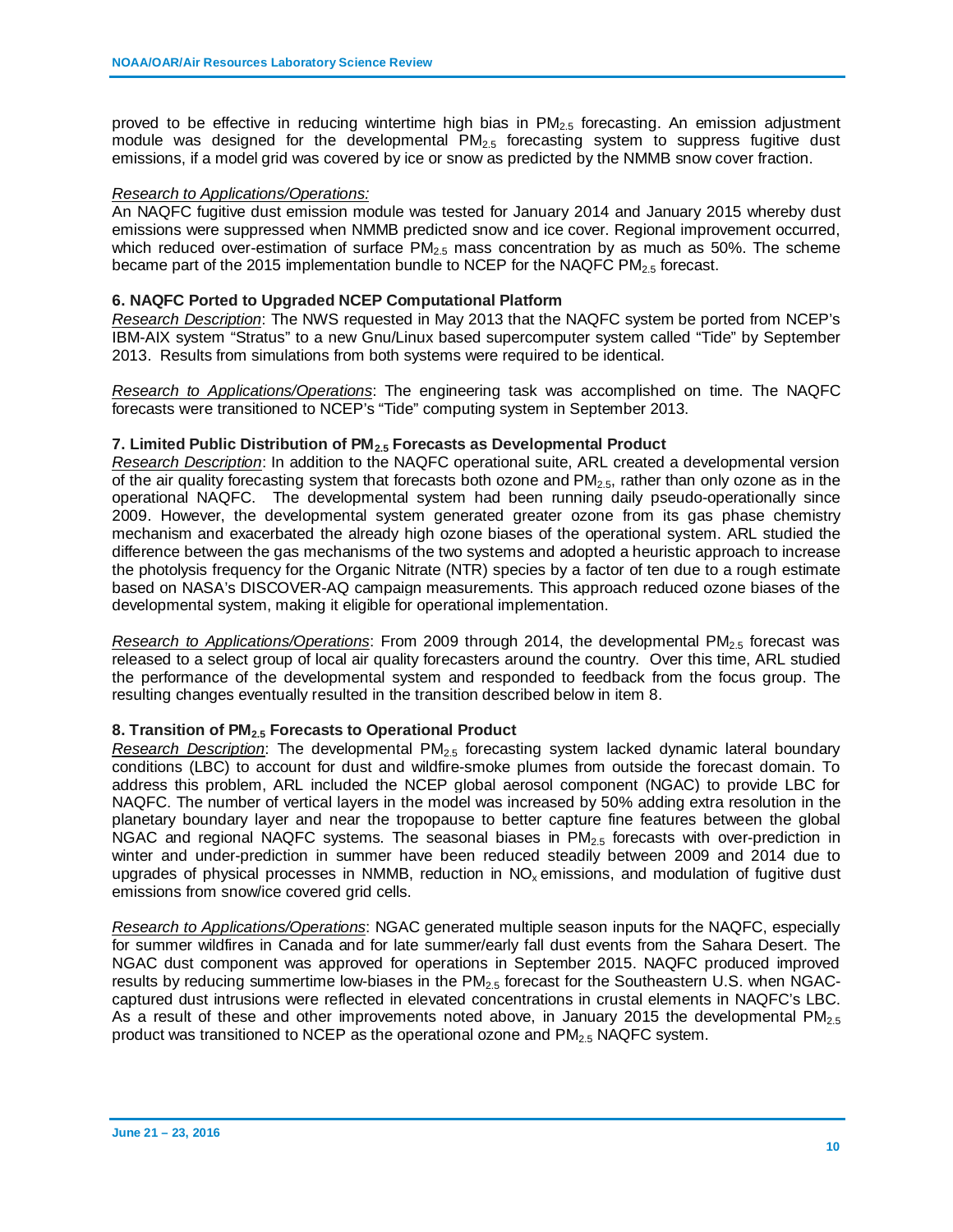proved to be effective in reducing wintertime high bias in $PM_{2.5}$ forecasting. An emission adjustment module was designed for the developmental $PM_{2.5}$ forecasting system to suppress fugitive dust emissions, if a model grid was covered by ice or snow as predicted by the NMMB snow cover fraction.

*Research to Applications/Operations:*
An NAQFC fugitive dust emission module was tested for January 2014 and January 2015 whereby dust emissions were suppressed when NMMB predicted snow and ice cover. Regional improvement occurred, which reduced over-estimation of surface $PM_{2.5}$ mass concentration by as much as 50%. The scheme became part of the 2015 implementation bundle to NCEP for the NAQFC $PM_{2.5}$ forecast.

**6. NAQFC Ported to Upgraded NCEP Computational Platform**
*Research Description*: The NWS requested in May 2013 that the NAQFC system be ported from NCEP's IBM-AIX system "Stratus" to a new Gnu/Linux based supercomputer system called "Tide" by September 2013. Results from simulations from both systems were required to be identical.

*Research to Applications/Operations*: The engineering task was accomplished on time. The NAQFC forecasts were transitioned to NCEP's "Tide" computing system in September 2013.

**7. Limited Public Distribution of $PM_{2.5}$ Forecasts as Developmental Product**
*Research Description*: In addition to the NAQFC operational suite, ARL created a developmental version of the air quality forecasting system that forecasts both ozone and $PM_{2.5}$, rather than only ozone as in the operational NAQFC. The developmental system had been running daily pseudo-operationally since 2009. However, the developmental system generated greater ozone from its gas phase chemistry mechanism and exacerbated the already high ozone biases of the operational system. ARL studied the difference between the gas mechanisms of the two systems and adopted a heuristic approach to increase the photolysis frequency for the Organic Nitrate (NTR) species by a factor of ten due to a rough estimate based on NASA's DISCOVER-AQ campaign measurements. This approach reduced ozone biases of the developmental system, making it eligible for operational implementation.

*Research to Applications/Operations*: From 2009 through 2014, the developmental $PM_{2.5}$ forecast was released to a select group of local air quality forecasters around the country. Over this time, ARL studied the performance of the developmental system and responded to feedback from the focus group. The resulting changes eventually resulted in the transition described below in item 8.

**8. Transition of $PM_{2.5}$ Forecasts to Operational Product**
*Research Description*: The developmental $PM_{2.5}$ forecasting system lacked dynamic lateral boundary conditions (LBC) to account for dust and wildfire-smoke plumes from outside the forecast domain. To address this problem, ARL included the NCEP global aerosol component (NGAC) to provide LBC for NAQFC. The number of vertical layers in the model was increased by 50% adding extra resolution in the planetary boundary layer and near the tropopause to better capture fine features between the global NGAC and regional NAQFC systems. The seasonal biases in $PM_{2.5}$ forecasts with over-prediction in winter and under-prediction in summer have been reduced steadily between 2009 and 2014 due to upgrades of physical processes in NMMB, reduction in $NO_x$ emissions, and modulation of fugitive dust emissions from snow/ice covered grid cells.

*Research to Applications/Operations*: NGAC generated multiple season inputs for the NAQFC, especially for summer wildfires in Canada and for late summer/early fall dust events from the Sahara Desert. The NGAC dust component was approved for operations in September 2015. NAQFC produced improved results by reducing summertime low-biases in the $PM_{2.5}$ forecast for the Southeastern U.S. when NGAC-captured dust intrusions were reflected in elevated concentrations in crustal elements in NAQFC's LBC. As a result of these and other improvements noted above, in January 2015 the developmental $PM_{2.5}$ product was transitioned to NCEP as the operational ozone and $PM_{2.5}$ NAQFC system.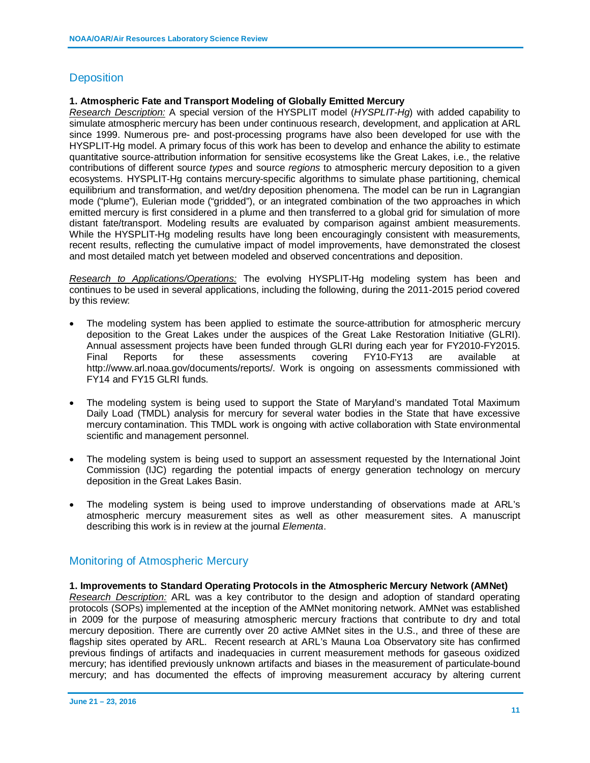## Deposition

**1. Atmospheric Fate and Transport Modeling of Globally Emitted Mercury**

Research Description: A special version of the HYSPLIT model (*HYSPLIT-Hg*) with added capability to simulate atmospheric mercury has been under continuous research, development, and application at ARL since 1999. Numerous pre- and post-processing programs have also been developed for use with the HYSPLIT-Hg model. A primary focus of this work has been to develop and enhance the ability to estimate quantitative source-attribution information for sensitive ecosystems like the Great Lakes, i.e., the relative contributions of different source *types* and source *regions* to atmospheric mercury deposition to a given ecosystems. HYSPLIT-Hg contains mercury-specific algorithms to simulate phase partitioning, chemical equilibrium and transformation, and wet/dry deposition phenomena. The model can be run in Lagrangian mode ("plume"), Eulerian mode ("gridded"), or an integrated combination of the two approaches in which emitted mercury is first considered in a plume and then transferred to a global grid for simulation of more distant fate/transport. Modeling results are evaluated by comparison against ambient measurements. While the HYSPLIT-Hg modeling results have long been encouragingly consistent with measurements, recent results, reflecting the cumulative impact of model improvements, have demonstrated the closest and most detailed match yet between modeled and observed concentrations and deposition.

Research to Applications/Operations: The evolving HYSPLIT-Hg modeling system has been and continues to be used in several applications, including the following, during the 2011-2015 period covered by this review:

- The modeling system has been applied to estimate the source-attribution for atmospheric mercury deposition to the Great Lakes under the auspices of the Great Lake Restoration Initiative (GLRI). Annual assessment projects have been funded through GLRI during each year for FY2010-FY2015. Final Reports for these assessments covering FY10-FY13 are available at http://www.arl.noaa.gov/documents/reports/. Work is ongoing on assessments commissioned with FY14 and FY15 GLRI funds.
- The modeling system is being used to support the State of Maryland's mandated Total Maximum Daily Load (TMDL) analysis for mercury for several water bodies in the State that have excessive mercury contamination. This TMDL work is ongoing with active collaboration with State environmental scientific and management personnel.
- The modeling system is being used to support an assessment requested by the International Joint Commission (IJC) regarding the potential impacts of energy generation technology on mercury deposition in the Great Lakes Basin.
- The modeling system is being used to improve understanding of observations made at ARL's atmospheric mercury measurement sites as well as other measurement sites. A manuscript describing this work is in review at the journal *Elementa*.

## Monitoring of Atmospheric Mercury

**1. Improvements to Standard Operating Protocols in the Atmospheric Mercury Network (AMNet)**

Research Description: ARL was a key contributor to the design and adoption of standard operating protocols (SOPs) implemented at the inception of the AMNet monitoring network. AMNet was established in 2009 for the purpose of measuring atmospheric mercury fractions that contribute to dry and total mercury deposition. There are currently over 20 active AMNet sites in the U.S., and three of these are flagship sites operated by ARL. Recent research at ARL's Mauna Loa Observatory site has confirmed previous findings of artifacts and inadequacies in current measurement methods for gaseous oxidized mercury; has identified previously unknown artifacts and biases in the measurement of particulate-bound mercury; and has documented the effects of improving measurement accuracy by altering current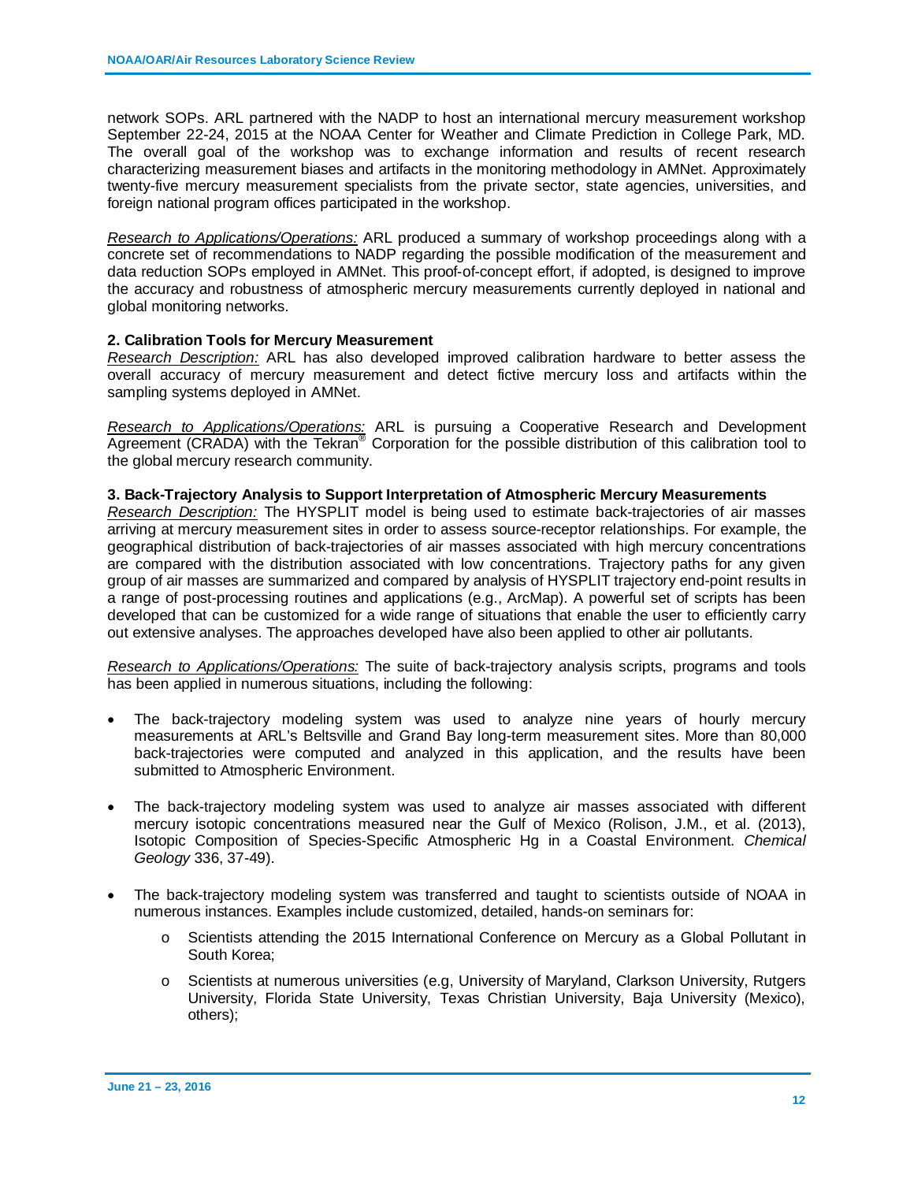network SOPs. ARL partnered with the NADP to host an international mercury measurement workshop September 22-24, 2015 at the NOAA Center for Weather and Climate Prediction in College Park, MD. The overall goal of the workshop was to exchange information and results of recent research characterizing measurement biases and artifacts in the monitoring methodology in AMNet. Approximately twenty-five mercury measurement specialists from the private sector, state agencies, universities, and foreign national program offices participated in the workshop.

*Research to Applications/Operations:* ARL produced a summary of workshop proceedings along with a concrete set of recommendations to NADP regarding the possible modification of the measurement and data reduction SOPs employed in AMNet. This proof-of-concept effort, if adopted, is designed to improve the accuracy and robustness of atmospheric mercury measurements currently deployed in national and global monitoring networks.

**2. Calibration Tools for Mercury Measurement**

*Research Description:* ARL has also developed improved calibration hardware to better assess the overall accuracy of mercury measurement and detect fictive mercury loss and artifacts within the sampling systems deployed in AMNet.

*Research to Applications/Operations:* ARL is pursuing a Cooperative Research and Development Agreement (CRADA) with the Tekran® Corporation for the possible distribution of this calibration tool to the global mercury research community.

**3. Back-Trajectory Analysis to Support Interpretation of Atmospheric Mercury Measurements**

*Research Description:* The HYSPLIT model is being used to estimate back-trajectories of air masses arriving at mercury measurement sites in order to assess source-receptor relationships. For example, the geographical distribution of back-trajectories of air masses associated with high mercury concentrations are compared with the distribution associated with low concentrations. Trajectory paths for any given group of air masses are summarized and compared by analysis of HYSPLIT trajectory end-point results in a range of post-processing routines and applications (e.g., ArcMap). A powerful set of scripts has been developed that can be customized for a wide range of situations that enable the user to efficiently carry out extensive analyses. The approaches developed have also been applied to other air pollutants.

*Research to Applications/Operations:* The suite of back-trajectory analysis scripts, programs and tools has been applied in numerous situations, including the following:

- The back-trajectory modeling system was used to analyze nine years of hourly mercury measurements at ARL's Beltsville and Grand Bay long-term measurement sites. More than 80,000 back-trajectories were computed and analyzed in this application, and the results have been submitted to Atmospheric Environment.
- The back-trajectory modeling system was used to analyze air masses associated with different mercury isotopic concentrations measured near the Gulf of Mexico (Rolison, J.M., et al. (2013), Isotopic Composition of Species-Specific Atmospheric Hg in a Coastal Environment. *Chemical Geology* 336, 37-49).
- The back-trajectory modeling system was transferred and taught to scientists outside of NOAA in numerous instances. Examples include customized, detailed, hands-on seminars for:
    - Scientists attending the 2015 International Conference on Mercury as a Global Pollutant in South Korea;
    - Scientists at numerous universities (e.g, University of Maryland, Clarkson University, Rutgers University, Florida State University, Texas Christian University, Baja University (Mexico), others);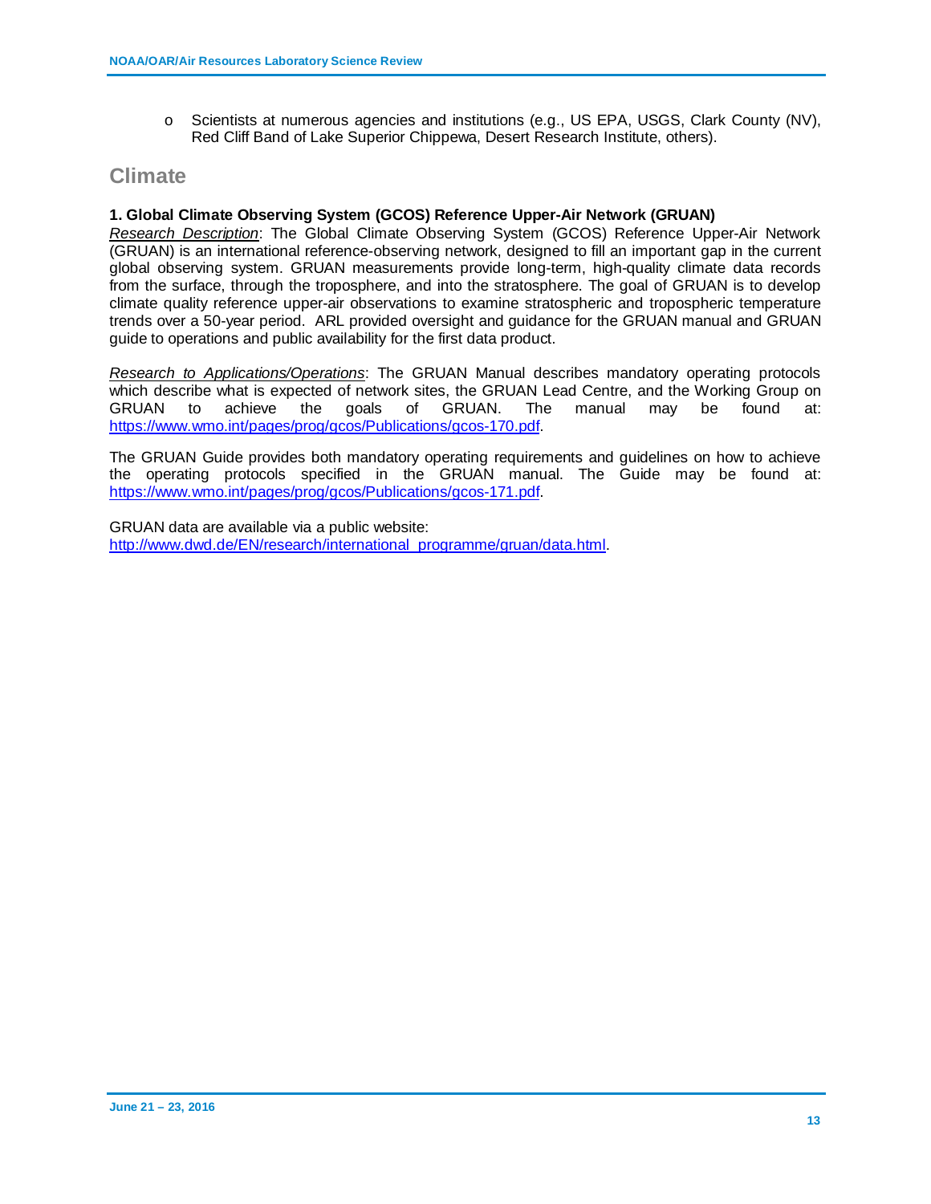- Scientists at numerous agencies and institutions (e.g., US EPA, USGS, Clark County (NV), Red Cliff Band of Lake Superior Chippewa, Desert Research Institute, others).

## Climate

**1. Global Climate Observing System (GCOS) Reference Upper-Air Network (GRUAN)**

*Research Description*: The Global Climate Observing System (GCOS) Reference Upper-Air Network (GRUAN) is an international reference-observing network, designed to fill an important gap in the current global observing system. GRUAN measurements provide long-term, high-quality climate data records from the surface, through the troposphere, and into the stratosphere. The goal of GRUAN is to develop climate quality reference upper-air observations to examine stratospheric and tropospheric temperature trends over a 50-year period. ARL provided oversight and guidance for the GRUAN manual and GRUAN guide to operations and public availability for the first data product.

*Research to Applications/Operations*: The GRUAN Manual describes mandatory operating protocols which describe what is expected of network sites, the GRUAN Lead Centre, and the Working Group on GRUAN to achieve the goals of GRUAN. The manual may be found at: https://www.wmo.int/pages/prog/gcos/Publications/gcos-170.pdf.

The GRUAN Guide provides both mandatory operating requirements and guidelines on how to achieve the operating protocols specified in the GRUAN manual. The Guide may be found at: https://www.wmo.int/pages/prog/gcos/Publications/gcos-171.pdf.

GRUAN data are available via a public website:
http://www.dwd.de/EN/research/international_programme/gruan/data.html.